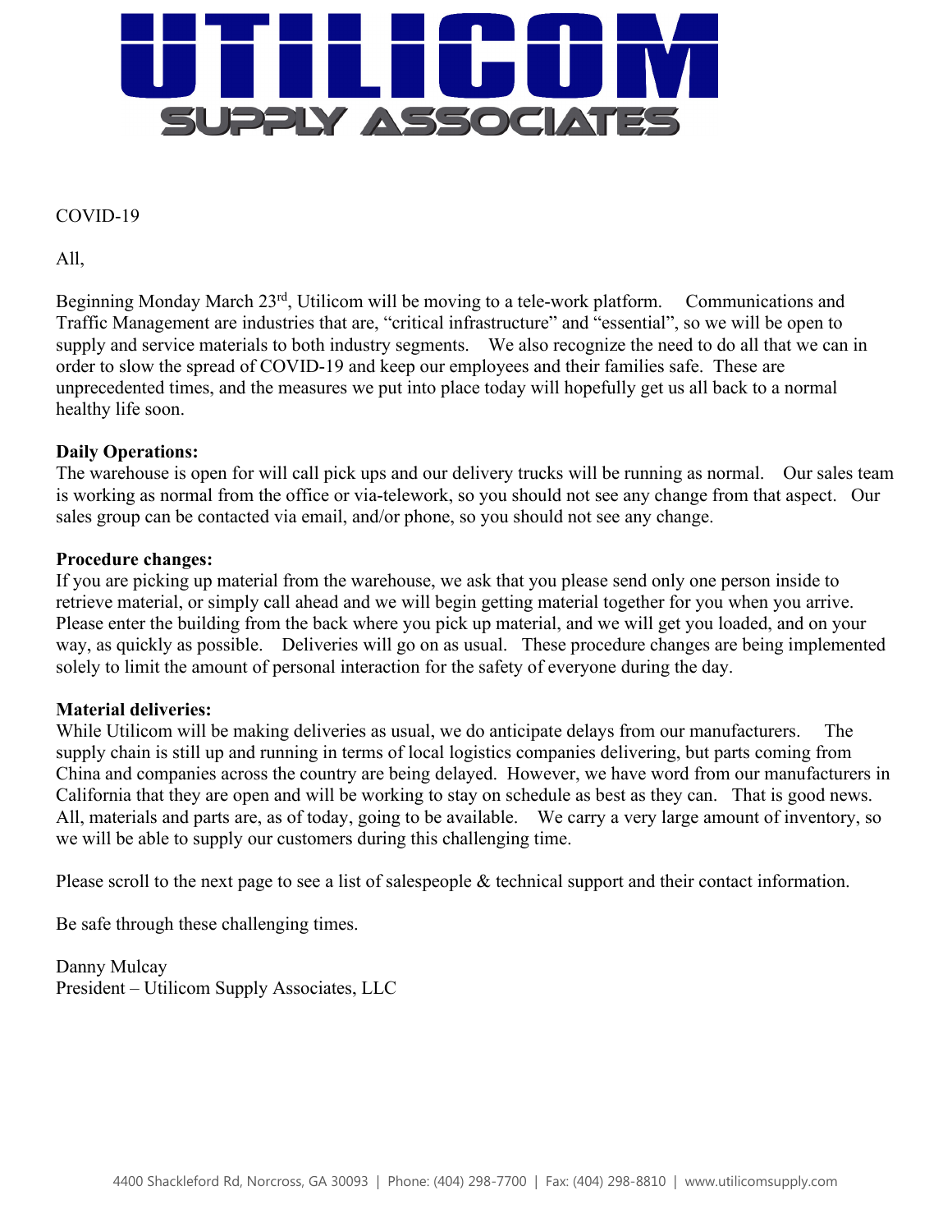# UTILICOM

## SUPPLY ASSOCIATES

COVID-19

All,

Beginning Monday March 23rd, Utilicom will be moving to a tele-work platform. Communications and Traffic Management are industries that are, "critical infrastructure" and "essential", so we will be open to supply and service materials to both industry segments. We also recognize the need to do all that we can in order to slow the spread of COVID-19 and keep our employees and their families safe. These are unprecedented times, and the measures we put into place today will hopefully get us all back to a normal healthy life soon.

**Daily Operations:**
The warehouse is open for will call pick ups and our delivery trucks will be running as normal. Our sales team is working as normal from the office or via-telework, so you should not see any change from that aspect. Our sales group can be contacted via email, and/or phone, so you should not see any change.

**Procedure changes:**
If you are picking up material from the warehouse, we ask that you please send only one person inside to retrieve material, or simply call ahead and we will begin getting material together for you when you arrive. Please enter the building from the back where you pick up material, and we will get you loaded, and on your way, as quickly as possible. Deliveries will go on as usual. These procedure changes are being implemented solely to limit the amount of personal interaction for the safety of everyone during the day.

**Material deliveries:**
While Utilicom will be making deliveries as usual, we do anticipate delays from our manufacturers. The supply chain is still up and running in terms of local logistics companies delivering, but parts coming from China and companies across the country are being delayed. However, we have word from our manufacturers in California that they are open and will be working to stay on schedule as best as they can. That is good news. All, materials and parts are, as of today, going to be available. We carry a very large amount of inventory, so we will be able to supply our customers during this challenging time.

Please scroll to the next page to see a list of salespeople & technical support and their contact information.

Be safe through these challenging times.

Danny Mulcay
President – Utilicom Supply Associates, LLC

4400 Shackleford Rd, Norcross, GA 30093 | Phone: (404) 298-7700 | Fax: (404) 298-8810 | www.utilicomsupply.com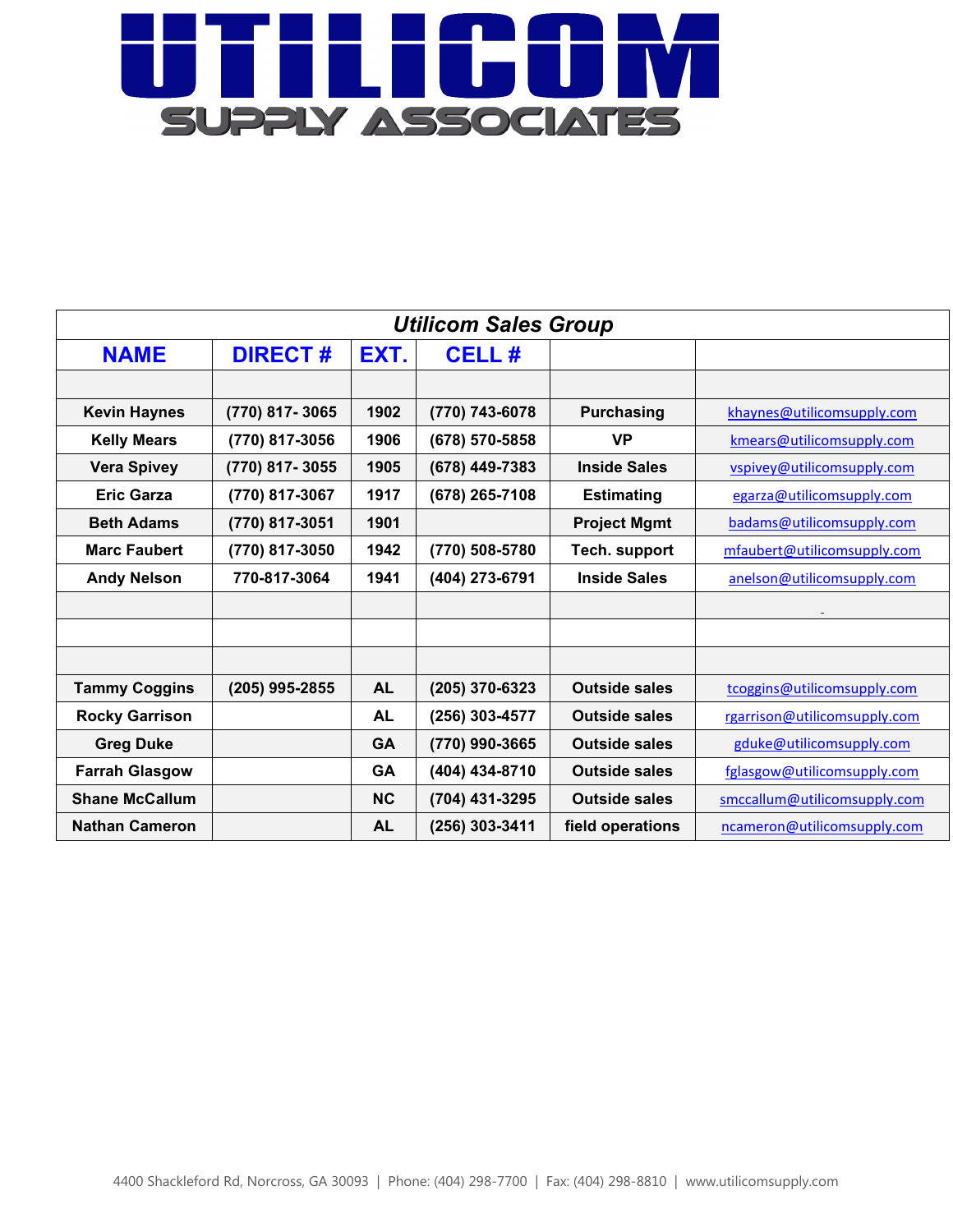# UTILICOM SUPPLY ASSOCIATES

| Utilicom Sales Group | | | | | |
|---|---|---|---|---|---|
| **NAME** | **DIRECT #** | **EXT.** | **CELL #** | | |
| | | | | | |
| **Kevin Haynes** | **(770) 817- 3065** | **1902** | **(770) 743-6078** | **Purchasing** | khaynes@utilicomsupply.com |
| **Kelly Mears** | **(770) 817-3056** | **1906** | **(678) 570-5858** | **VP** | kmears@utilicomsupply.com |
| **Vera Spivey** | **(770) 817- 3055** | **1905** | **(678) 449-7383** | **Inside Sales** | vspivey@utilicomsupply.com |
| **Eric Garza** | **(770) 817-3067** | **1917** | **(678) 265-7108** | **Estimating** | egarza@utilicomsupply.com |
| **Beth Adams** | **(770) 817-3051** | **1901** | | **Project Mgmt** | badams@utilicomsupply.com |
| **Marc Faubert** | **(770) 817-3050** | **1942** | **(770) 508-5780** | **Tech. support** | mfaubert@utilicomsupply.com |
| **Andy Nelson** | **770-817-3064** | **1941** | **(404) 273-6791** | **Inside Sales** | anelson@utilicomsupply.com |
| | | | | | |
| | | | | | |
| | | | | | |
| **Tammy Coggins** | **(205) 995-2855** | **AL** | **(205) 370-6323** | **Outside sales** | tcoggins@utilicomsupply.com |
| **Rocky Garrison** | | **AL** | **(256) 303-4577** | **Outside sales** | rgarrison@utilicomsupply.com |
| **Greg Duke** | | **GA** | **(770) 990-3665** | **Outside sales** | gduke@utilicomsupply.com |
| **Farrah Glasgow** | | **GA** | **(404) 434-8710** | **Outside sales** | fglasgow@utilicomsupply.com |
| **Shane McCallum** | | **NC** | **(704) 431-3295** | **Outside sales** | smccallum@utilicomsupply.com |
| **Nathan Cameron** | | **AL** | **(256) 303-3411** | **field operations** | ncameron@utilicomsupply.com |

4400 Shackleford Rd, Norcross, GA 30093 | Phone: (404) 298-7700 | Fax: (404) 298-8810 | www.utilicomsupply.com